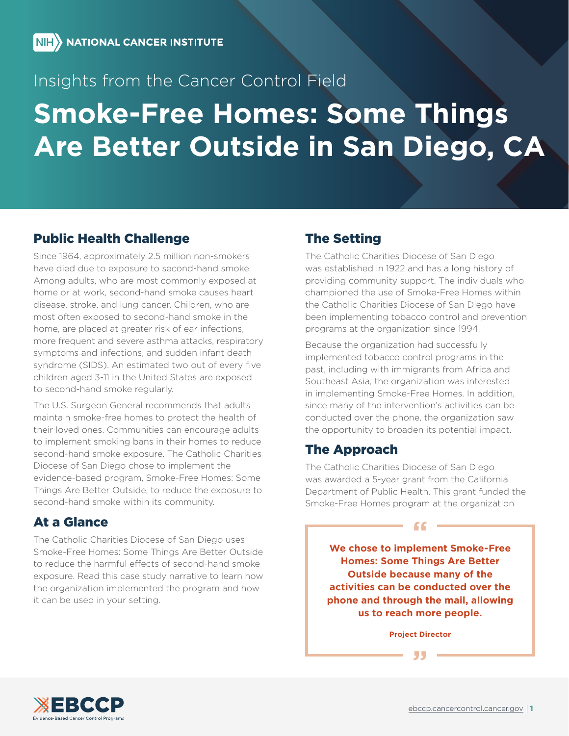NIH NATIONAL CANCER INSTITUTE

Insights from the Cancer Control Field

# Smoke-Free Homes: Some Things Are Better Outside in San Diego, CA

## Public Health Challenge

Since 1964, approximately 2.5 million non-smokers have died due to exposure to second-hand smoke. Among adults, who are most commonly exposed at home or at work, second-hand smoke causes heart disease, stroke, and lung cancer. Children, who are most often exposed to second-hand smoke in the home, are placed at greater risk of ear infections, more frequent and severe asthma attacks, respiratory symptoms and infections, and sudden infant death syndrome (SIDS). An estimated two out of every five children aged 3-11 in the United States are exposed to second-hand smoke regularly.

The U.S. Surgeon General recommends that adults maintain smoke-free homes to protect the health of their loved ones. Communities can encourage adults to implement smoking bans in their homes to reduce second-hand smoke exposure. The Catholic Charities Diocese of San Diego chose to implement the evidence-based program, Smoke-Free Homes: Some Things Are Better Outside, to reduce the exposure to second-hand smoke within its community.

## At a Glance

The Catholic Charities Diocese of San Diego uses Smoke-Free Homes: Some Things Are Better Outside to reduce the harmful effects of second-hand smoke exposure. Read this case study narrative to learn how the organization implemented the program and how it can be used in your setting.

## The Setting

The Catholic Charities Diocese of San Diego was established in 1922 and has a long history of providing community support. The individuals who championed the use of Smoke-Free Homes within the Catholic Charities Diocese of San Diego have been implementing tobacco control and prevention programs at the organization since 1994.

Because the organization had successfully implemented tobacco control programs in the past, including with immigrants from Africa and Southeast Asia, the organization was interested in implementing Smoke-Free Homes. In addition, since many of the intervention's activities can be conducted over the phone, the organization saw the opportunity to broaden its potential impact.

## The Approach

The Catholic Charities Diocese of San Diego was awarded a 5-year grant from the California Department of Public Health. This grant funded the Smoke-Free Homes program at the organization

> **We chose to implement Smoke-Free Homes: Some Things Are Better Outside because many of the activities can be conducted over the phone and through the mail, allowing us to reach more people.**
>
> **Project Director**

EBCCP Evidence-Based Cancer Control Programs

ebccp.cancercontrol.cancer.gov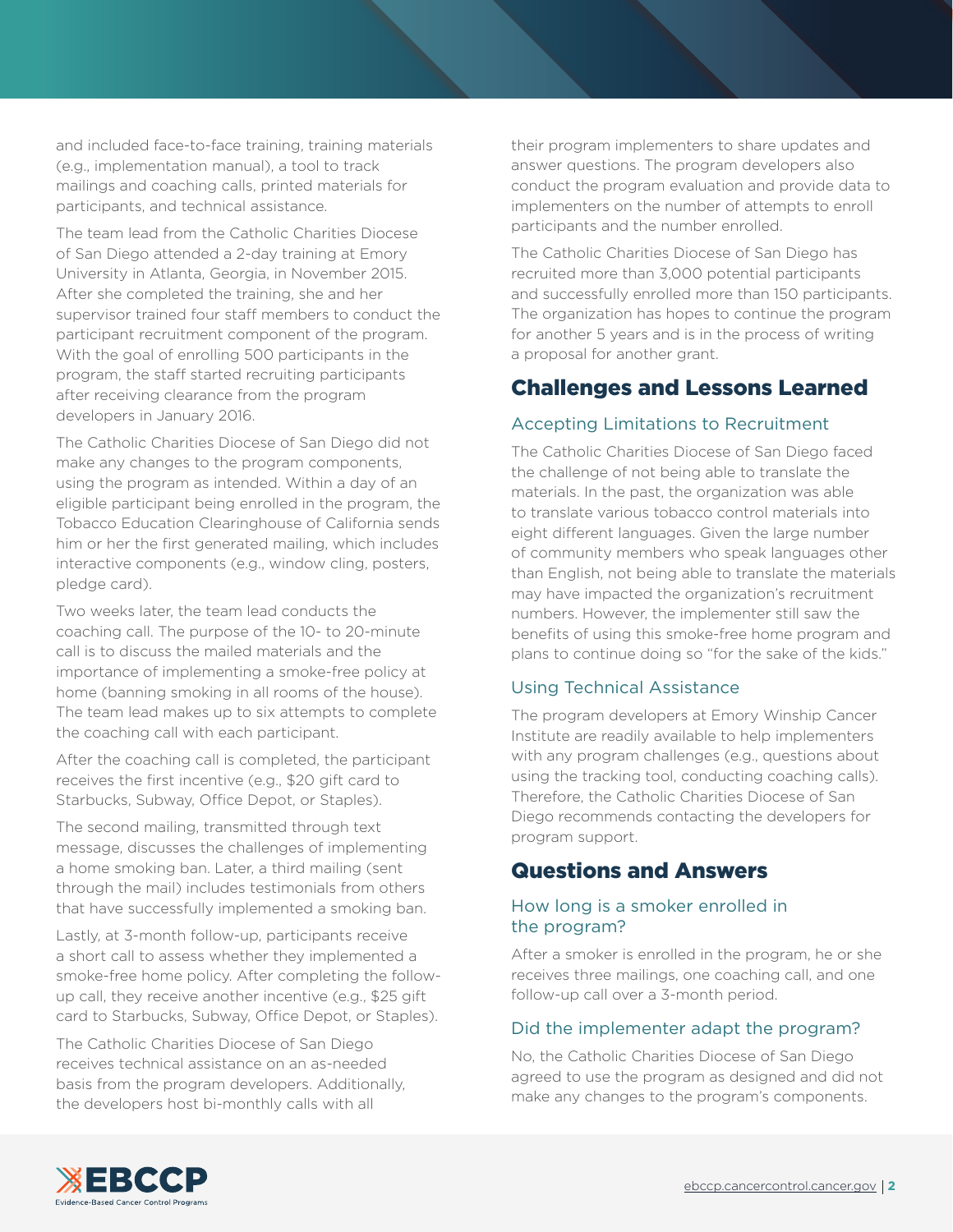and included face-to-face training, training materials (e.g., implementation manual), a tool to track mailings and coaching calls, printed materials for participants, and technical assistance.

The team lead from the Catholic Charities Diocese of San Diego attended a 2-day training at Emory University in Atlanta, Georgia, in November 2015. After she completed the training, she and her supervisor trained four staff members to conduct the participant recruitment component of the program. With the goal of enrolling 500 participants in the program, the staff started recruiting participants after receiving clearance from the program developers in January 2016.

The Catholic Charities Diocese of San Diego did not make any changes to the program components, using the program as intended. Within a day of an eligible participant being enrolled in the program, the Tobacco Education Clearinghouse of California sends him or her the first generated mailing, which includes interactive components (e.g., window cling, posters, pledge card).

Two weeks later, the team lead conducts the coaching call. The purpose of the 10- to 20-minute call is to discuss the mailed materials and the importance of implementing a smoke-free policy at home (banning smoking in all rooms of the house). The team lead makes up to six attempts to complete the coaching call with each participant.

After the coaching call is completed, the participant receives the first incentive (e.g., $20 gift card to Starbucks, Subway, Office Depot, or Staples).

The second mailing, transmitted through text message, discusses the challenges of implementing a home smoking ban. Later, a third mailing (sent through the mail) includes testimonials from others that have successfully implemented a smoking ban.

Lastly, at 3-month follow-up, participants receive a short call to assess whether they implemented a smoke-free home policy. After completing the follow-up call, they receive another incentive (e.g., $25 gift card to Starbucks, Subway, Office Depot, or Staples).

The Catholic Charities Diocese of San Diego receives technical assistance on an as-needed basis from the program developers. Additionally, the developers host bi-monthly calls with all their program implementers to share updates and answer questions. The program developers also conduct the program evaluation and provide data to implementers on the number of attempts to enroll participants and the number enrolled.

The Catholic Charities Diocese of San Diego has recruited more than 3,000 potential participants and successfully enrolled more than 150 participants. The organization has hopes to continue the program for another 5 years and is in the process of writing a proposal for another grant.

## Challenges and Lessons Learned

### Accepting Limitations to Recruitment

The Catholic Charities Diocese of San Diego faced the challenge of not being able to translate the materials. In the past, the organization was able to translate various tobacco control materials into eight different languages. Given the large number of community members who speak languages other than English, not being able to translate the materials may have impacted the organization's recruitment numbers. However, the implementer still saw the benefits of using this smoke-free home program and plans to continue doing so "for the sake of the kids."

### Using Technical Assistance

The program developers at Emory Winship Cancer Institute are readily available to help implementers with any program challenges (e.g., questions about using the tracking tool, conducting coaching calls). Therefore, the Catholic Charities Diocese of San Diego recommends contacting the developers for program support.

## Questions and Answers

### How long is a smoker enrolled in the program?

After a smoker is enrolled in the program, he or she receives three mailings, one coaching call, and one follow-up call over a 3-month period.

### Did the implementer adapt the program?

No, the Catholic Charities Diocese of San Diego agreed to use the program as designed and did not make any changes to the program's components.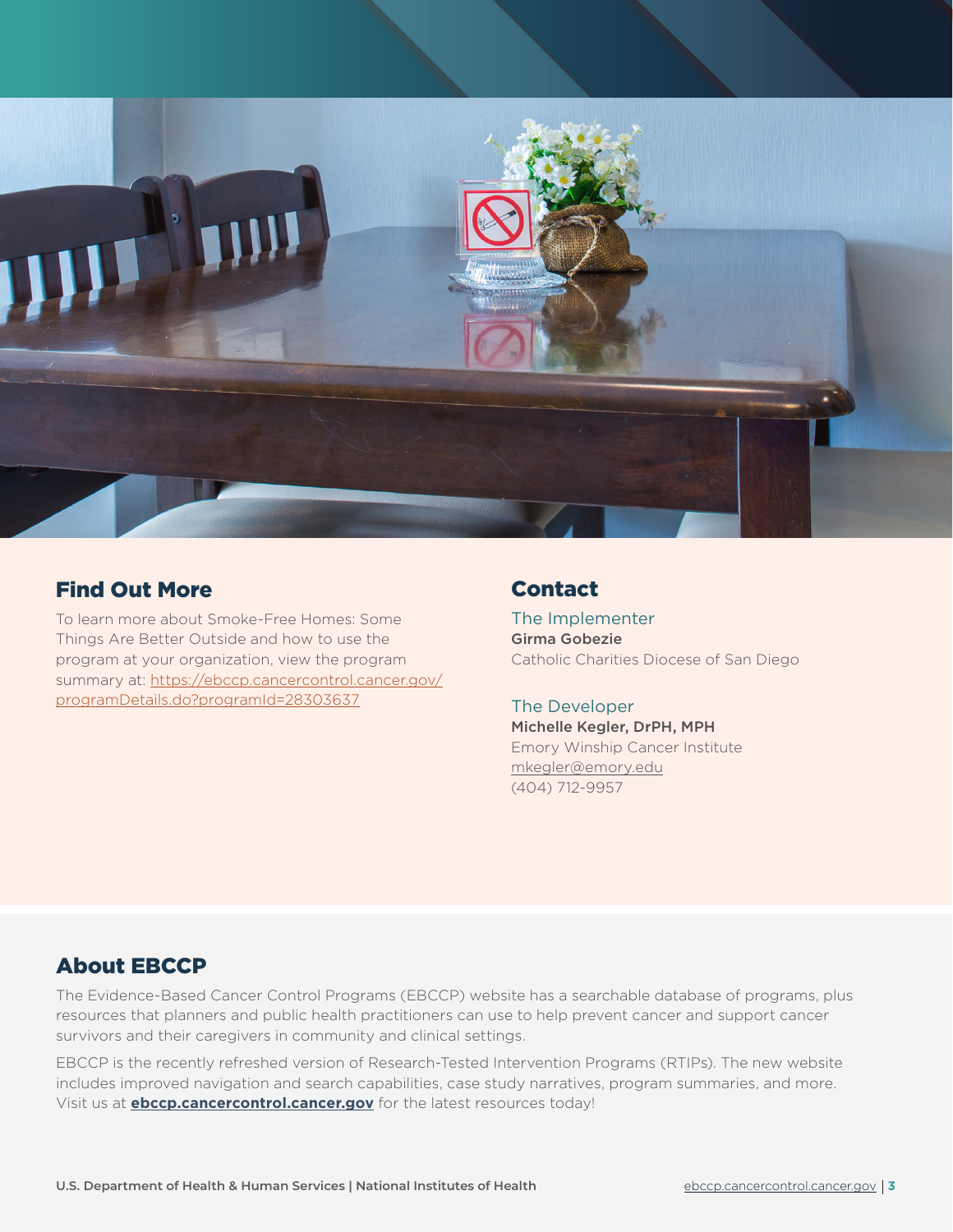## Find Out More

To learn more about Smoke-Free Homes: Some Things Are Better Outside and how to use the program at your organization, view the program summary at: https://ebccp.cancercontrol.cancer.gov/programDetails.do?programId=28303637

## Contact

### The Implementer

**Girma Gobezie**
Catholic Charities Diocese of San Diego

### The Developer

**Michelle Kegler, DrPH, MPH**
Emory Winship Cancer Institute
mkegler@emory.edu
(404) 712-9957

## About EBCCP

The Evidence-Based Cancer Control Programs (EBCCP) website has a searchable database of programs, plus resources that planners and public health practitioners can use to help prevent cancer and support cancer survivors and their caregivers in community and clinical settings.

EBCCP is the recently refreshed version of Research-Tested Intervention Programs (RTIPs). The new website includes improved navigation and search capabilities, case study narratives, program summaries, and more. Visit us at **ebccp.cancercontrol.cancer.gov** for the latest resources today!